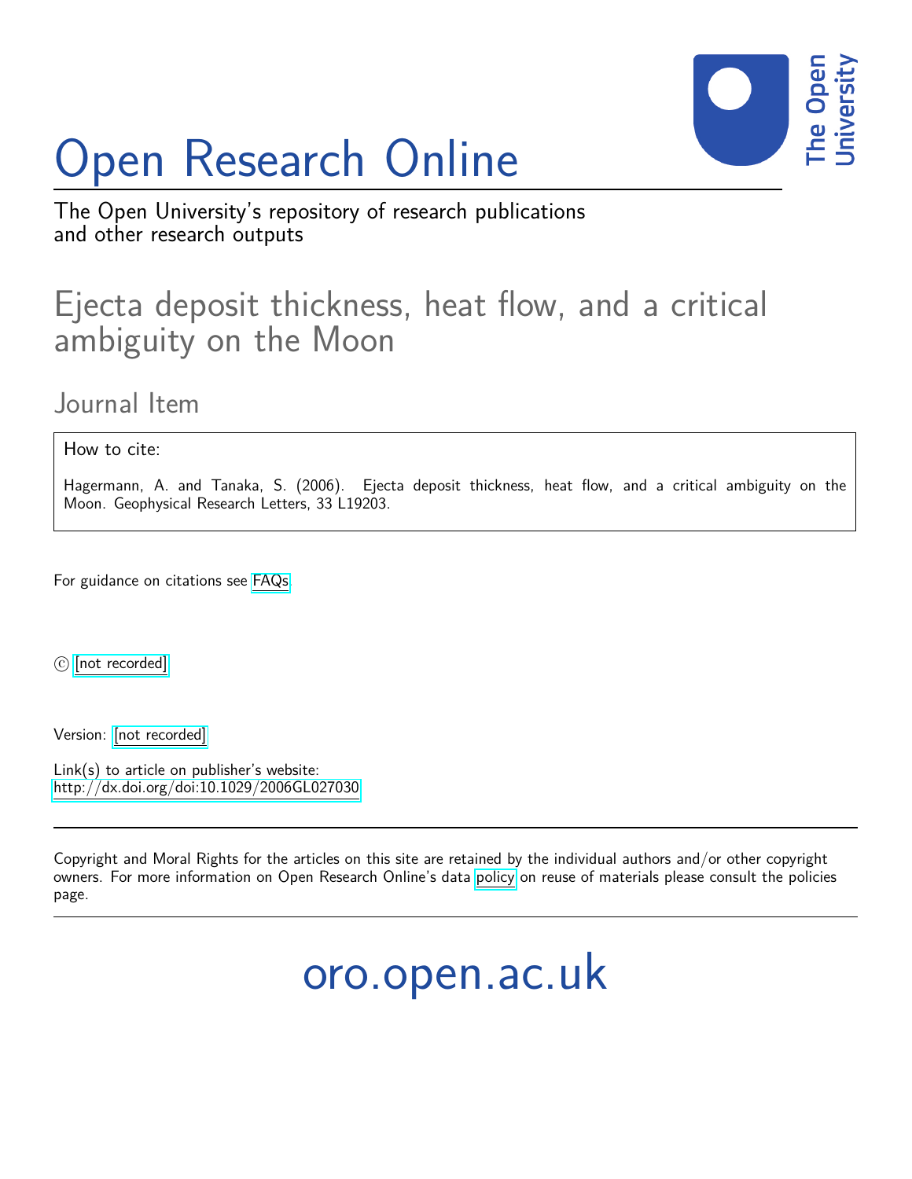# Open Research Online

The Open University's repository of research publications and other research outputs

## Ejecta deposit thickness, heat flow, and a critical ambiguity on the Moon

### Journal Item

How to cite:

Hagermann, A. and Tanaka, S. (2006). Ejecta deposit thickness, heat flow, and a critical ambiguity on the Moon. Geophysical Research Letters, 33 L19203.

For guidance on citations see FAQs.

© [not recorded]

Version: [not recorded]

Link(s) to article on publisher's website:
http://dx.doi.org/doi:10.1029/2006GL027030

Copyright and Moral Rights for the articles on this site are retained by the individual authors and/or other copyright owners. For more information on Open Research Online's data policy on reuse of materials please consult the policies page.

oro.open.ac.uk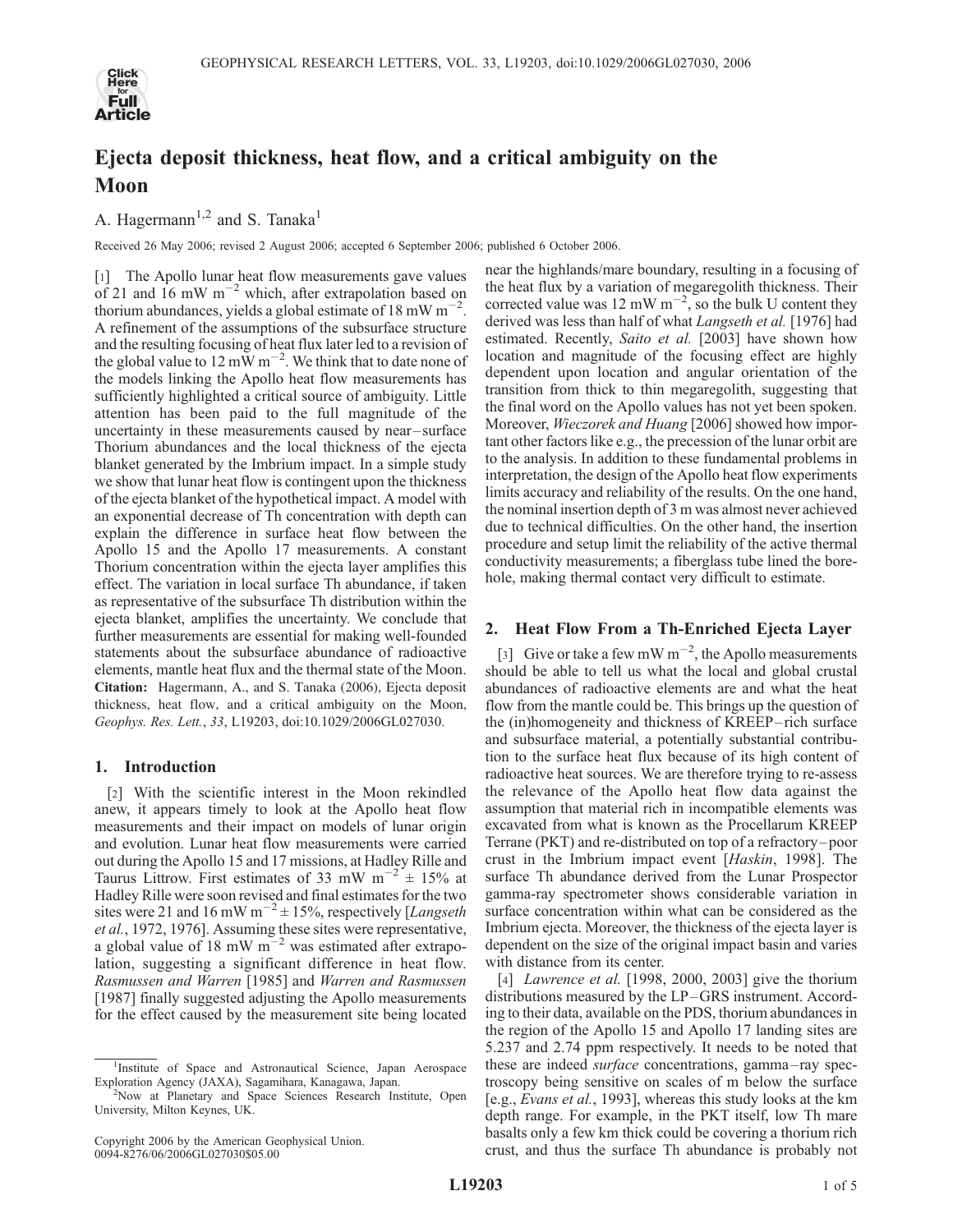# Ejecta deposit thickness, heat flow, and a critical ambiguity on the Moon

A. Hagermann[1,2] and S. Tanaka[1]

Received 26 May 2006; revised 2 August 2006; accepted 6 September 2006; published 6 October 2006.

[1] The Apollo lunar heat flow measurements gave values of 21 and 16 mW m$^{-2}$ which, after extrapolation based on thorium abundances, yields a global estimate of 18 mW m$^{-2}$. A refinement of the assumptions of the subsurface structure and the resulting focusing of heat flux later led to a revision of the global value to 12 mW m$^{-2}$. We think that to date none of the models linking the Apollo heat flow measurements has sufficiently highlighted a critical source of ambiguity. Little attention has been paid to the full magnitude of the uncertainty in these measurements caused by near–surface Thorium abundances and the local thickness of the ejecta blanket generated by the Imbrium impact. In a simple study we show that lunar heat flow is contingent upon the thickness of the ejecta blanket of the hypothetical impact. A model with an exponential decrease of Th concentration with depth can explain the difference in surface heat flow between the Apollo 15 and the Apollo 17 measurements. A constant Thorium concentration within the ejecta layer amplifies this effect. The variation in local surface Th abundance, if taken as representative of the subsurface Th distribution within the ejecta blanket, amplifies the uncertainty. We conclude that further measurements are essential for making well-founded statements about the subsurface abundance of radioactive elements, mantle heat flux and the thermal state of the Moon. **Citation:** Hagermann, A., and S. Tanaka (2006), Ejecta deposit thickness, heat flow, and a critical ambiguity on the Moon, *Geophys. Res. Lett.*, *33*, L19203, doi:10.1029/2006GL027030.

## 1. Introduction

[2] With the scientific interest in the Moon rekindled anew, it appears timely to look at the Apollo heat flow measurements and their impact on models of lunar origin and evolution. Lunar heat flow measurements were carried out during the Apollo 15 and 17 missions, at Hadley Rille and Taurus Littrow. First estimates of 33 mW m$^{-2}$ ± 15% at Hadley Rille were soon revised and final estimates for the two sites were 21 and 16 mW m$^{-2}$ ± 15%, respectively [*Langseth et al.*, 1972, 1976]. Assuming these sites were representative, a global value of 18 mW m$^{-2}$ was estimated after extrapolation, suggesting a significant difference in heat flow. *Rasmussen and Warren* [1985] and *Warren and Rasmussen* [1987] finally suggested adjusting the Apollo measurements for the effect caused by the measurement site being located near the highlands/mare boundary, resulting in a focusing of the heat flux by a variation of megaregolith thickness. Their corrected value was 12 mW m$^{-2}$, so the bulk U content they derived was less than half of what *Langseth et al.* [1976] had estimated. Recently, *Saito et al.* [2003] have shown how location and magnitude of the focusing effect are highly dependent upon location and angular orientation of the transition from thick to thin megaregolith, suggesting that the final word on the Apollo values has not yet been spoken. Moreover, *Wieczorek and Huang* [2006] showed how important other factors like e.g., the precession of the lunar orbit are to the analysis. In addition to these fundamental problems in interpretation, the design of the Apollo heat flow experiments limits accuracy and reliability of the results. On the one hand, the nominal insertion depth of 3 m was almost never achieved due to technical difficulties. On the other hand, the insertion procedure and setup limit the reliability of the active thermal conductivity measurements; a fiberglass tube lined the borehole, making thermal contact very difficult to estimate.

## 2. Heat Flow From a Th-Enriched Ejecta Layer

[3] Give or take a few mW m$^{-2}$, the Apollo measurements should be able to tell us what the local and global crustal abundances of radioactive elements are and what the heat flow from the mantle could be. This brings up the question of the (in)homogeneity and thickness of KREEP–rich surface and subsurface material, a potentially substantial contribution to the surface heat flux because of its high content of radioactive heat sources. We are therefore trying to re-assess the relevance of the Apollo heat flow data against the assumption that material rich in incompatible elements was excavated from what is known as the Procellarum KREEP Terrane (PKT) and re-distributed on top of a refractory–poor crust in the Imbrium impact event [*Haskin*, 1998]. The surface Th abundance derived from the Lunar Prospector gamma-ray spectrometer shows considerable variation in surface concentration within what can be considered as the Imbrium ejecta. Moreover, the thickness of the ejecta layer is dependent on the size of the original impact basin and varies with distance from its center.

[4] *Lawrence et al.* [1998, 2000, 2003] give the thorium distributions measured by the LP–GRS instrument. According to their data, available on the PDS, thorium abundances in the region of the Apollo 15 and Apollo 17 landing sites are 5.237 and 2.74 ppm respectively. It needs to be noted that these are indeed *surface* concentrations, gamma–ray spectroscopy being sensitive on scales of m below the surface [e.g., *Evans et al.*, 1993], whereas this study looks at the km depth range. For example, in the PKT itself, low Th mare basalts only a few km thick could be covering a thorium rich crust, and thus the surface Th abundance is probably not

[1] Institute of Space and Astronautical Science, Japan Aerospace Exploration Agency (JAXA), Sagamihara, Kanagawa, Japan.

[2] Now at Planetary and Space Sciences Research Institute, Open University, Milton Keynes, UK.

Copyright 2006 by the American Geophysical Union. 0094-8276/06/2006GL027030$05.00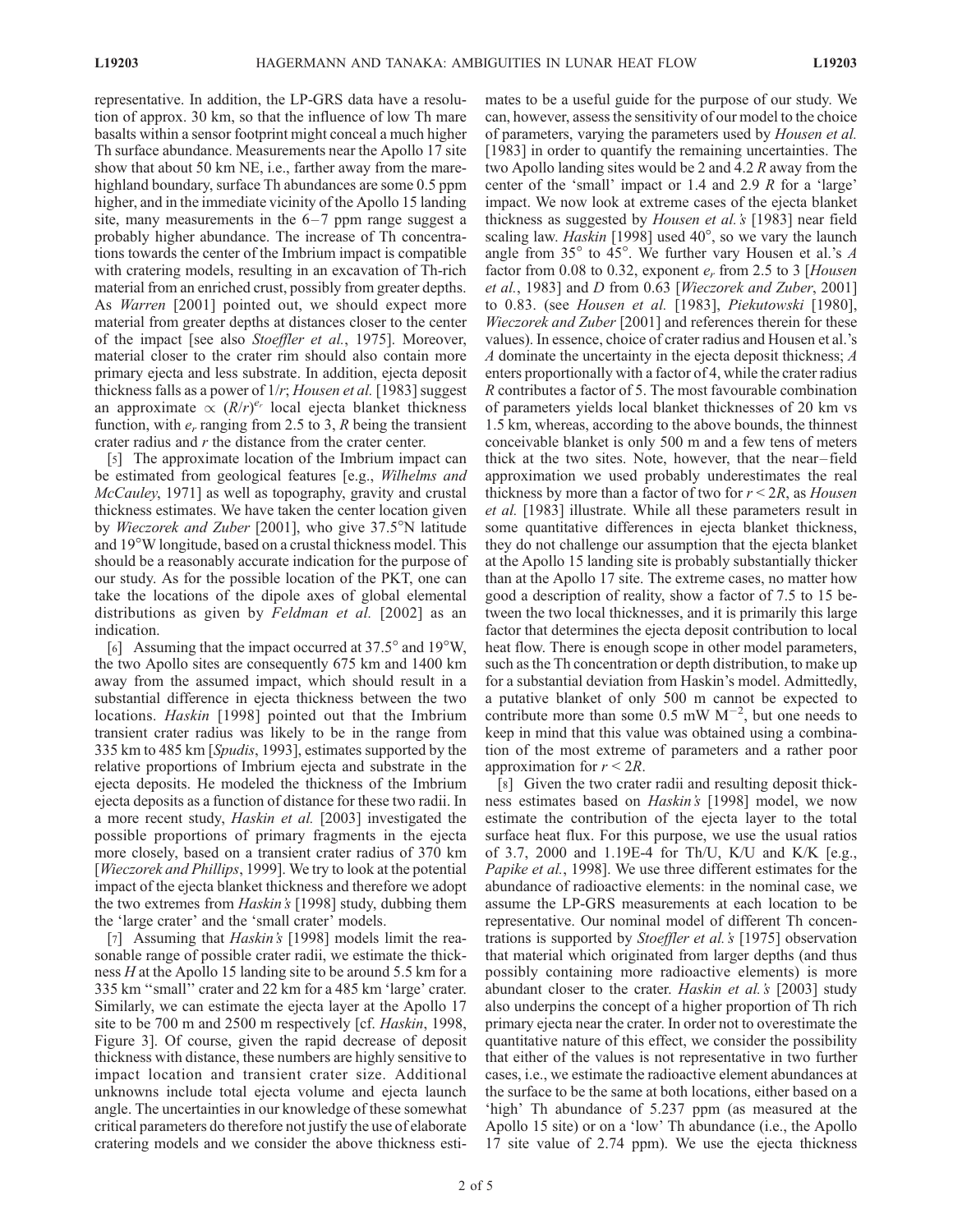representative. In addition, the LP-GRS data have a resolution of approx. 30 km, so that the influence of low Th mare basalts within a sensor footprint might conceal a much higher Th surface abundance. Measurements near the Apollo 17 site show that about 50 km NE, i.e., farther away from the mare-highland boundary, surface Th abundances are some 0.5 ppm higher, and in the immediate vicinity of the Apollo 15 landing site, many measurements in the 6–7 ppm range suggest a probably higher abundance. The increase of Th concentrations towards the center of the Imbrium impact is compatible with cratering models, resulting in an excavation of Th-rich material from an enriched crust, possibly from greater depths. As *Warren* [2001] pointed out, we should expect more material from greater depths at distances closer to the center of the impact [see also *Stoeffler et al.*, 1975]. Moreover, material closer to the crater rim should also contain more primary ejecta and less substrate. In addition, ejecta deposit thickness falls as a power of $1/r$; *Housen et al.* [1983] suggest an approximate $\propto (R/r)^{e_r}$ local ejecta blanket thickness function, with $e_r$ ranging from 2.5 to 3, $R$ being the transient crater radius and $r$ the distance from the crater center.

[5] The approximate location of the Imbrium impact can be estimated from geological features [e.g., *Wilhelms and McCauley*, 1971] as well as topography, gravity and crustal thickness estimates. We have taken the center location given by *Wieczorek and Zuber* [2001], who give 37.5°N latitude and 19°W longitude, based on a crustal thickness model. This should be a reasonably accurate indication for the purpose of our study. As for the possible location of the PKT, one can take the locations of the dipole axes of global elemental distributions as given by *Feldman et al.* [2002] as an indication.

[6] Assuming that the impact occurred at 37.5° and 19°W, the two Apollo sites are consequently 675 km and 1400 km away from the assumed impact, which should result in a substantial difference in ejecta thickness between the two locations. *Haskin* [1998] pointed out that the Imbrium transient crater radius was likely to be in the range from 335 km to 485 km [*Spudis*, 1993], estimates supported by the relative proportions of Imbrium ejecta and substrate in the ejecta deposits. He modeled the thickness of the Imbrium ejecta deposits as a function of distance for these two radii. In a more recent study, *Haskin et al.* [2003] investigated the possible proportions of primary fragments in the ejecta more closely, based on a transient crater radius of 370 km [*Wieczorek and Phillips*, 1999]. We try to look at the potential impact of the ejecta blanket thickness and therefore we adopt the two extremes from *Haskin's* [1998] study, dubbing them the 'large crater' and the 'small crater' models.

[7] Assuming that *Haskin's* [1998] models limit the reasonable range of possible crater radii, we estimate the thickness $H$ at the Apollo 15 landing site to be around 5.5 km for a 335 km "small" crater and 22 km for a 485 km 'large' crater. Similarly, we can estimate the ejecta layer at the Apollo 17 site to be 700 m and 2500 m respectively [cf. *Haskin*, 1998, Figure 3]. Of course, given the rapid decrease of deposit thickness with distance, these numbers are highly sensitive to impact location and transient crater size. Additional unknowns include total ejecta volume and ejecta launch angle. The uncertainties in our knowledge of these somewhat critical parameters do therefore not justify the use of elaborate cratering models and we consider the above thickness estimates to be a useful guide for the purpose of our study. We can, however, assess the sensitivity of our model to the choice of parameters, varying the parameters used by *Housen et al.* [1983] in order to quantify the remaining uncertainties. The two Apollo landing sites would be 2 and 4.2 $R$ away from the center of the 'small' impact or 1.4 and 2.9 $R$ for a 'large' impact. We now look at extreme cases of the ejecta blanket thickness as suggested by *Housen et al.'s* [1983] near field scaling law. *Haskin* [1998] used 40°, so we vary the launch angle from 35° to 45°. We further vary Housen et al.'s $A$ factor from 0.08 to 0.32, exponent $e_r$ from 2.5 to 3 [*Housen et al.*, 1983] and $D$ from 0.63 [*Wieczorek and Zuber*, 2001] to 0.83. (see *Housen et al.* [1983], *Piekutowski* [1980], *Wieczorek and Zuber* [2001] and references therein for these values). In essence, choice of crater radius and Housen et al.'s $A$ dominate the uncertainty in the ejecta deposit thickness; $A$ enters proportionally with a factor of 4, while the crater radius $R$ contributes a factor of 5. The most favourable combination of parameters yields local blanket thicknesses of 20 km vs 1.5 km, whereas, according to the above bounds, the thinnest conceivable blanket is only 500 m and a few tens of meters thick at the two sites. Note, however, that the near–field approximation we used probably underestimates the real thickness by more than a factor of two for $r < 2R$, as *Housen et al.* [1983] illustrate. While all these parameters result in some quantitative differences in ejecta blanket thickness, they do not challenge our assumption that the ejecta blanket at the Apollo 15 landing site is probably substantially thicker than at the Apollo 17 site. The extreme cases, no matter how good a description of reality, show a factor of 7.5 to 15 between the two local thicknesses, and it is primarily this large factor that determines the ejecta deposit contribution to local heat flow. There is enough scope in other model parameters, such as the Th concentration or depth distribution, to make up for a substantial deviation from Haskin's model. Admittedly, a putative blanket of only 500 m cannot be expected to contribute more than some 0.5 mW $M^{-2}$, but one needs to keep in mind that this value was obtained using a combination of the most extreme of parameters and a rather poor approximation for $r < 2R$.

[8] Given the two crater radii and resulting deposit thickness estimates based on *Haskin's* [1998] model, we now estimate the contribution of the ejecta layer to the total surface heat flux. For this purpose, we use the usual ratios of 3.7, 2000 and 1.19E-4 for Th/U, K/U and K/K [e.g., *Papike et al.*, 1998]. We use three different estimates for the abundance of radioactive elements: in the nominal case, we assume the LP-GRS measurements at each location to be representative. Our nominal model of different Th concentrations is supported by *Stoeffler et al.'s* [1975] observation that material which originated from larger depths (and thus possibly containing more radioactive elements) is more abundant closer to the crater. *Haskin et al.'s* [2003] study also underpins the concept of a higher proportion of Th rich primary ejecta near the crater. In order not to overestimate the quantitative nature of this effect, we consider the possibility that either of the values is not representative in two further cases, i.e., we estimate the radioactive element abundances at the surface to be the same at both locations, either based on a 'high' Th abundance of 5.237 ppm (as measured at the Apollo 15 site) or on a 'low' Th abundance (i.e., the Apollo 17 site value of 2.74 ppm). We use the ejecta thickness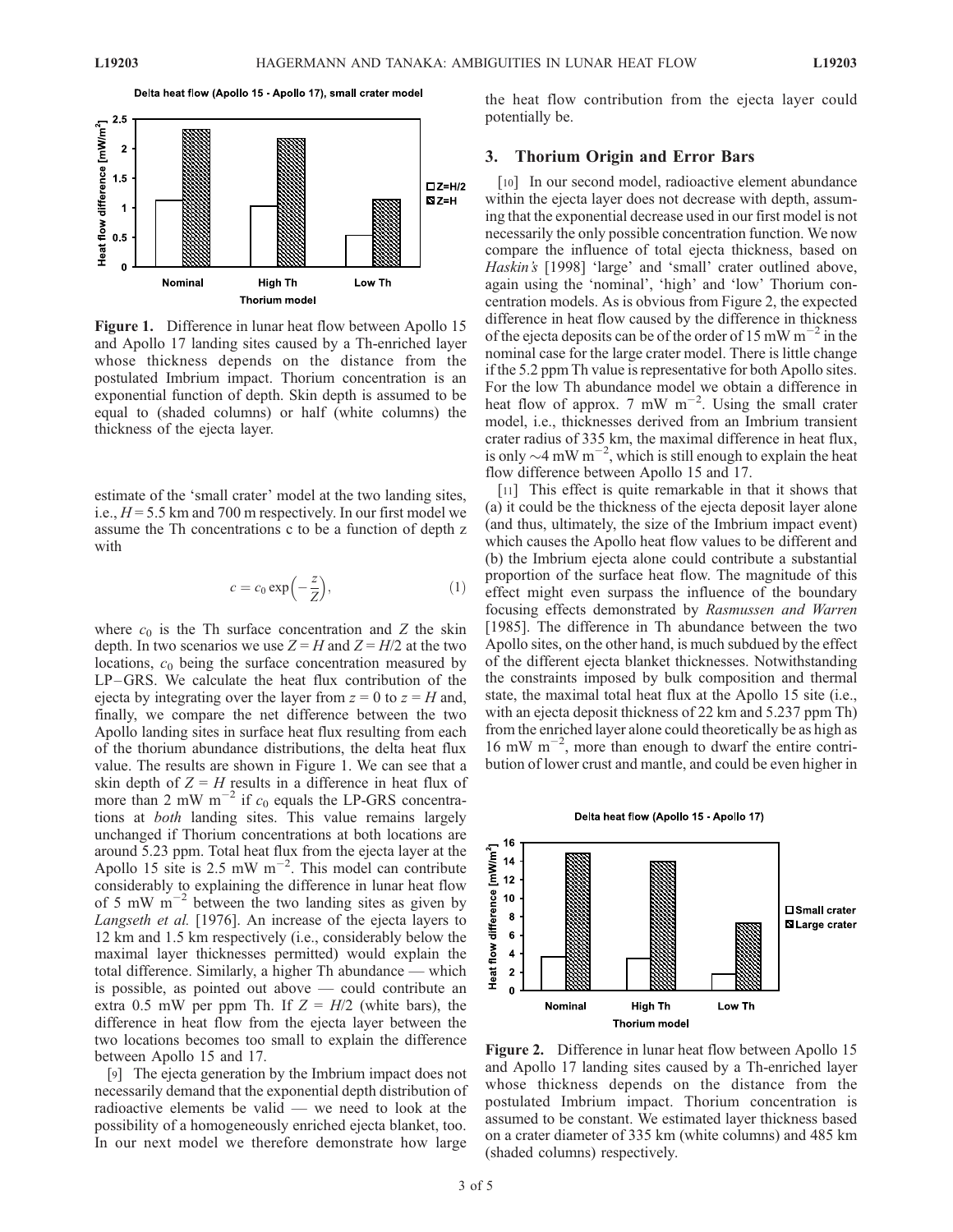**Figure 1.** Difference in lunar heat flow between Apollo 15 and Apollo 17 landing sites caused by a Th-enriched layer whose thickness depends on the distance from the postulated Imbrium impact. Thorium concentration is an exponential function of depth. Skin depth is assumed to be equal to (shaded columns) or half (white columns) the thickness of the ejecta layer.

estimate of the 'small crater' model at the two landing sites, i.e., $H = 5.5$ km and 700 m respectively. In our first model we assume the Th concentrations c to be a function of depth z with

$$c = c_0 \exp\left(-\frac{z}{Z}\right), \tag{1}$$

where $c_0$ is the Th surface concentration and $Z$ the skin depth. In two scenarios we use $Z = H$ and $Z = H/2$ at the two locations, $c_0$ being the surface concentration measured by LP–GRS. We calculate the heat flux contribution of the ejecta by integrating over the layer from $z = 0$ to $z = H$ and, finally, we compare the net difference between the two Apollo landing sites in surface heat flux resulting from each of the thorium abundance distributions, the delta heat flux value. The results are shown in Figure 1. We can see that a skin depth of $Z = H$ results in a difference in heat flux of more than 2 mW $m^{-2}$ if $c_0$ equals the LP-GRS concentrations at *both* landing sites. This value remains largely unchanged if Thorium concentrations at both locations are around 5.23 ppm. Total heat flux from the ejecta layer at the Apollo 15 site is 2.5 mW $m^{-2}$. This model can contribute considerably to explaining the difference in lunar heat flow of 5 mW $m^{-2}$ between the two landing sites as given by *Langseth et al.* [1976]. An increase of the ejecta layers to 12 km and 1.5 km respectively (i.e., considerably below the maximal layer thicknesses permitted) would explain the total difference. Similarly, a higher Th abundance — which is possible, as pointed out above — could contribute an extra 0.5 mW per ppm Th. If $Z = H/2$ (white bars), the difference in heat flow from the ejecta layer between the two locations becomes too small to explain the difference between Apollo 15 and 17.

[9] The ejecta generation by the Imbrium impact does not necessarily demand that the exponential depth distribution of radioactive elements be valid — we need to look at the possibility of a homogeneously enriched ejecta blanket, too. In our next model we therefore demonstrate how large the heat flow contribution from the ejecta layer could potentially be.

## 3. Thorium Origin and Error Bars

[10] In our second model, radioactive element abundance within the ejecta layer does not decrease with depth, assuming that the exponential decrease used in our first model is not necessarily the only possible concentration function. We now compare the influence of total ejecta thickness, based on *Haskin's* [1998] 'large' and 'small' crater outlined above, again using the 'nominal', 'high' and 'low' Thorium concentration models. As is obvious from Figure 2, the expected difference in heat flow caused by the difference in thickness of the ejecta deposits can be of the order of 15 mW $m^{-2}$ in the nominal case for the large crater model. There is little change if the 5.2 ppm Th value is representative for both Apollo sites. For the low Th abundance model we obtain a difference in heat flow of approx. 7 mW $m^{-2}$. Using the small crater model, i.e., thicknesses derived from an Imbrium transient crater radius of 335 km, the maximal difference in heat flux, is only ~4 mW $m^{-2}$, which is still enough to explain the heat flow difference between Apollo 15 and 17.

[11] This effect is quite remarkable in that it shows that (a) it could be the thickness of the ejecta deposit layer alone (and thus, ultimately, the size of the Imbrium impact event) which causes the Apollo heat flow values to be different and (b) the Imbrium ejecta alone could contribute a substantial proportion of the surface heat flow. The magnitude of this effect might even surpass the influence of the boundary focusing effects demonstrated by *Rasmussen and Warren* [1985]. The difference in Th abundance between the two Apollo sites, on the other hand, is much subdued by the effect of the different ejecta blanket thicknesses. Notwithstanding the constraints imposed by bulk composition and thermal state, the maximal total heat flux at the Apollo 15 site (i.e., with an ejecta deposit thickness of 22 km and 5.237 ppm Th) from the enriched layer alone could theoretically be as high as 16 mW $m^{-2}$, more than enough to dwarf the entire contribution of lower crust and mantle, and could be even higher in

**Figure 2.** Difference in lunar heat flow between Apollo 15 and Apollo 17 landing sites caused by a Th-enriched layer whose thickness depends on the distance from the postulated Imbrium impact. Thorium concentration is assumed to be constant. We estimated layer thickness based on a crater diameter of 335 km (white columns) and 485 km (shaded columns) respectively.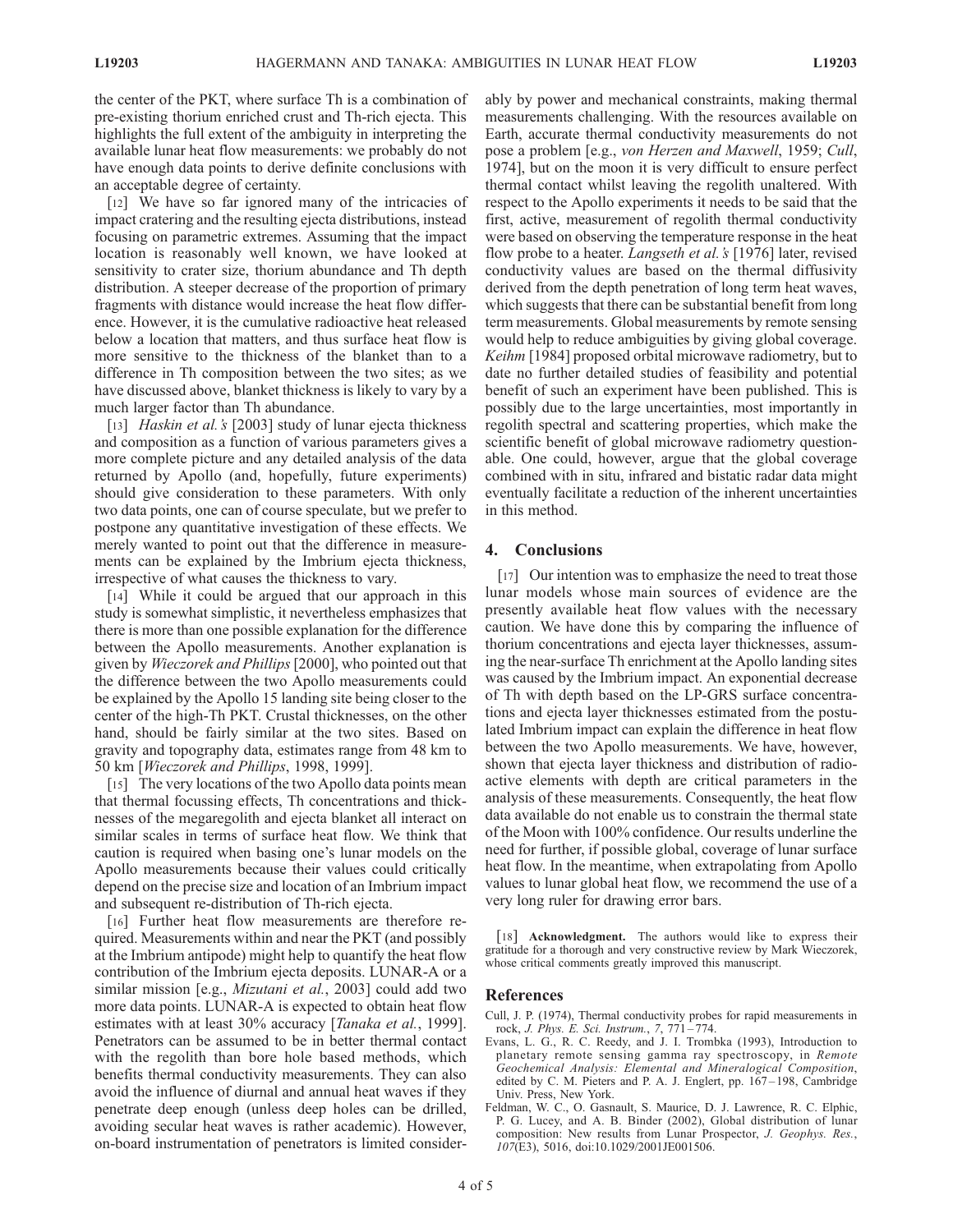the center of the PKT, where surface Th is a combination of pre-existing thorium enriched crust and Th-rich ejecta. This highlights the full extent of the ambiguity in interpreting the available lunar heat flow measurements: we probably do not have enough data points to derive definite conclusions with an acceptable degree of certainty.

[12] We have so far ignored many of the intricacies of impact cratering and the resulting ejecta distributions, instead focusing on parametric extremes. Assuming that the impact location is reasonably well known, we have looked at sensitivity to crater size, thorium abundance and Th depth distribution. A steeper decrease of the proportion of primary fragments with distance would increase the heat flow difference. However, it is the cumulative radioactive heat released below a location that matters, and thus surface heat flow is more sensitive to the thickness of the blanket than to a difference in Th composition between the two sites; as we have discussed above, blanket thickness is likely to vary by a much larger factor than Th abundance.

[13] *Haskin et al.'s* [2003] study of lunar ejecta thickness and composition as a function of various parameters gives a more complete picture and any detailed analysis of the data returned by Apollo (and, hopefully, future experiments) should give consideration to these parameters. With only two data points, one can of course speculate, but we prefer to postpone any quantitative investigation of these effects. We merely wanted to point out that the difference in measurements can be explained by the Imbrium ejecta thickness, irrespective of what causes the thickness to vary.

[14] While it could be argued that our approach in this study is somewhat simplistic, it nevertheless emphasizes that there is more than one possible explanation for the difference between the Apollo measurements. Another explanation is given by *Wieczorek and Phillips* [2000], who pointed out that the difference between the two Apollo measurements could be explained by the Apollo 15 landing site being closer to the center of the high-Th PKT. Crustal thicknesses, on the other hand, should be fairly similar at the two sites. Based on gravity and topography data, estimates range from 48 km to 50 km [*Wieczorek and Phillips*, 1998, 1999].

[15] The very locations of the two Apollo data points mean that thermal focussing effects, Th concentrations and thicknesses of the megaregolith and ejecta blanket all interact on similar scales in terms of surface heat flow. We think that caution is required when basing one's lunar models on the Apollo measurements because their values could critically depend on the precise size and location of an Imbrium impact and subsequent re-distribution of Th-rich ejecta.

[16] Further heat flow measurements are therefore required. Measurements within and near the PKT (and possibly at the Imbrium antipode) might help to quantify the heat flow contribution of the Imbrium ejecta deposits. LUNAR-A or a similar mission [e.g., *Mizutani et al.*, 2003] could add two more data points. LUNAR-A is expected to obtain heat flow estimates with at least 30% accuracy [*Tanaka et al.*, 1999]. Penetrators can be assumed to be in better thermal contact with the regolith than bore hole based methods, which benefits thermal conductivity measurements. They can also avoid the influence of diurnal and annual heat waves if they penetrate deep enough (unless deep holes can be drilled, avoiding secular heat waves is rather academic). However, on-board instrumentation of penetrators is limited considerably by power and mechanical constraints, making thermal measurements challenging. With the resources available on Earth, accurate thermal conductivity measurements do not pose a problem [e.g., *von Herzen and Maxwell*, 1959; *Cull*, 1974], but on the moon it is very difficult to ensure perfect thermal contact whilst leaving the regolith unaltered. With respect to the Apollo experiments it needs to be said that the first, active, measurement of regolith thermal conductivity were based on observing the temperature response in the heat flow probe to a heater. *Langseth et al.'s* [1976] later, revised conductivity values are based on the thermal diffusivity derived from the depth penetration of long term heat waves, which suggests that there can be substantial benefit from long term measurements. Global measurements by remote sensing would help to reduce ambiguities by giving global coverage. *Keihm* [1984] proposed orbital microwave radiometry, but to date no further detailed studies of feasibility and potential benefit of such an experiment have been published. This is possibly due to the large uncertainties, most importantly in regolith spectral and scattering properties, which make the scientific benefit of global microwave radiometry questionable. One could, however, argue that the global coverage combined with in situ, infrared and bistatic radar data might eventually facilitate a reduction of the inherent uncertainties in this method.

## 4. Conclusions

[17] Our intention was to emphasize the need to treat those lunar models whose main sources of evidence are the presently available heat flow values with the necessary caution. We have done this by comparing the influence of thorium concentrations and ejecta layer thicknesses, assuming the near-surface Th enrichment at the Apollo landing sites was caused by the Imbrium impact. An exponential decrease of Th with depth based on the LP-GRS surface concentrations and ejecta layer thicknesses estimated from the postulated Imbrium impact can explain the difference in heat flow between the two Apollo measurements. We have, however, shown that ejecta layer thickness and distribution of radioactive elements with depth are critical parameters in the analysis of these measurements. Consequently, the heat flow data available do not enable us to constrain the thermal state of the Moon with 100% confidence. Our results underline the need for further, if possible global, coverage of lunar surface heat flow. In the meantime, when extrapolating from Apollo values to lunar global heat flow, we recommend the use of a very long ruler for drawing error bars.

[18] **Acknowledgment.** The authors would like to express their gratitude for a thorough and very constructive review by Mark Wieczorek, whose critical comments greatly improved this manuscript.

## References

Cull, J. P. (1974), Thermal conductivity probes for rapid measurements in rock, *J. Phys. E. Sci. Instrum.*, *7*, 771–774.

Evans, L. G., R. C. Reedy, and J. I. Trombka (1993), Introduction to planetary remote sensing gamma ray spectroscopy, in *Remote Geochemical Analysis: Elemental and Mineralogical Composition*, edited by C. M. Pieters and P. A. J. Englert, pp. 167–198, Cambridge Univ. Press, New York.

Feldman, W. C., O. Gasnault, S. Maurice, D. J. Lawrence, R. C. Elphic, P. G. Lucey, and A. B. Binder (2002), Global distribution of lunar composition: New results from Lunar Prospector, *J. Geophys. Res.*, *107*(E3), 5016, doi:10.1029/2001JE001506.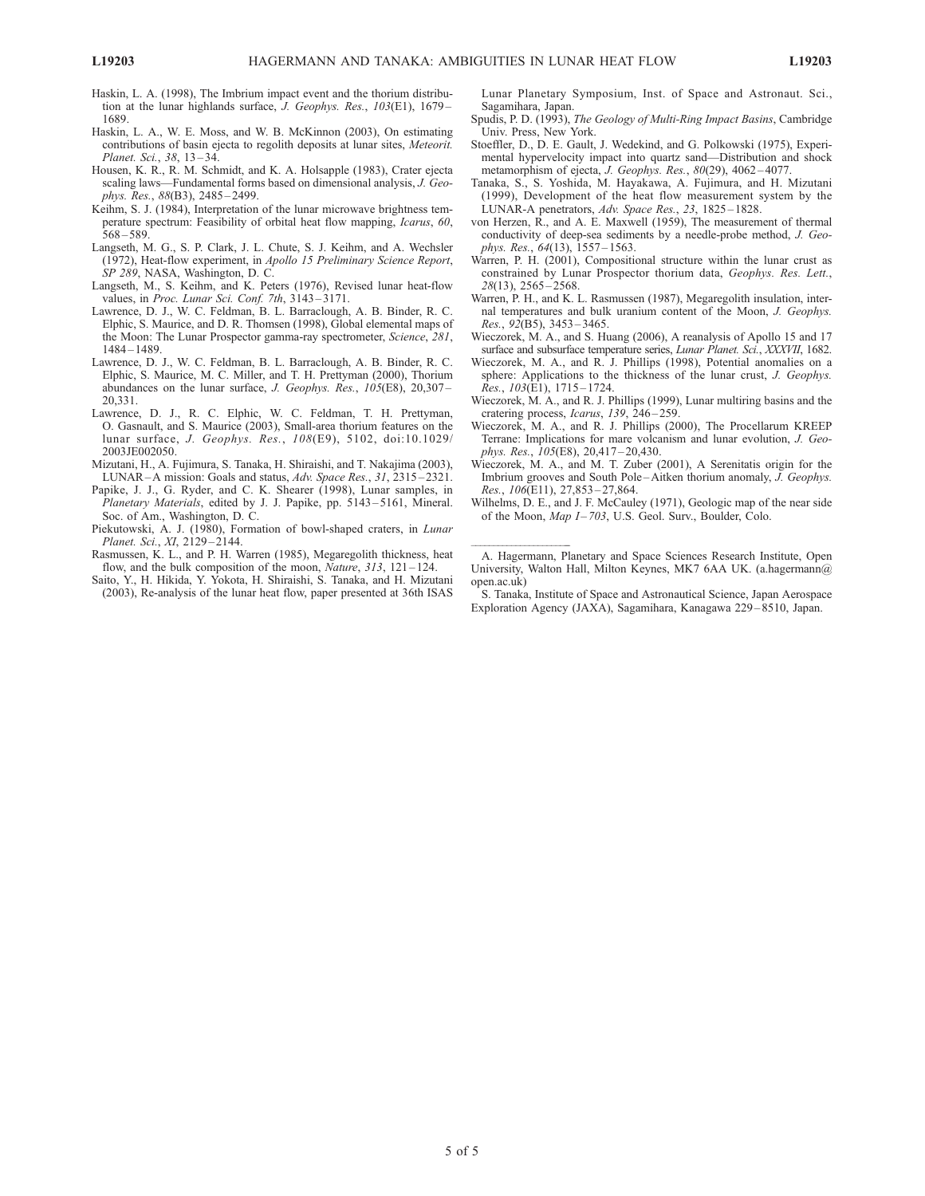Haskin, L. A. (1998), The Imbrium impact event and the thorium distribution at the lunar highlands surface, *J. Geophys. Res.*, *103*(E1), 1679–1689.

Haskin, L. A., W. E. Moss, and W. B. McKinnon (2003), On estimating contributions of basin ejecta to regolith deposits at lunar sites, *Meteorit. Planet. Sci.*, *38*, 13–34.

Housen, K. R., R. M. Schmidt, and K. A. Holsapple (1983), Crater ejecta scaling laws—Fundamental forms based on dimensional analysis, *J. Geophys. Res.*, *88*(B3), 2485–2499.

Keihm, S. J. (1984), Interpretation of the lunar microwave brightness temperature spectrum: Feasibility of orbital heat flow mapping, *Icarus*, *60*, 568–589.

Langseth, M. G., S. P. Clark, J. L. Chute, S. J. Keihm, and A. Wechsler (1972), Heat-flow experiment, in *Apollo 15 Preliminary Science Report*, *SP 289*, NASA, Washington, D. C.

Langseth, M., S. Keihm, and K. Peters (1976), Revised lunar heat-flow values, in *Proc. Lunar Sci. Conf. 7th*, 3143–3171.

Lawrence, D. J., W. C. Feldman, B. L. Barraclough, A. B. Binder, R. C. Elphic, S. Maurice, and D. R. Thomsen (1998), Global elemental maps of the Moon: The Lunar Prospector gamma-ray spectrometer, *Science*, *281*, 1484–1489.

Lawrence, D. J., W. C. Feldman, B. L. Barraclough, A. B. Binder, R. C. Elphic, S. Maurice, M. C. Miller, and T. H. Prettyman (2000), Thorium abundances on the lunar surface, *J. Geophys. Res.*, *105*(E8), 20,307–20,331.

Lawrence, D. J., R. C. Elphic, W. C. Feldman, T. H. Prettyman, O. Gasnault, and S. Maurice (2003), Small-area thorium features on the lunar surface, *J. Geophys. Res.*, *108*(E9), 5102, doi:10.1029/2003JE002050.

Mizutani, H., A. Fujimura, S. Tanaka, H. Shiraishi, and T. Nakajima (2003), LUNAR–A mission: Goals and status, *Adv. Space Res.*, *31*, 2315–2321.

Papike, J. J., G. Ryder, and C. K. Shearer (1998), Lunar samples, in *Planetary Materials*, edited by J. J. Papike, pp. 5143–5161, Mineral. Soc. of Am., Washington, D. C.

Piekutowski, A. J. (1980), Formation of bowl-shaped craters, in *Lunar Planet. Sci.*, *XI*, 2129–2144.

Rasmussen, K. L., and P. H. Warren (1985), Megaregolith thickness, heat flow, and the bulk composition of the moon, *Nature*, *313*, 121–124.

Saito, Y., H. Hikida, Y. Yokota, H. Shiraishi, S. Tanaka, and H. Mizutani (2003), Re-analysis of the lunar heat flow, paper presented at 36th ISAS Lunar Planetary Symposium, Inst. of Space and Astronaut. Sci., Sagamihara, Japan.

Spudis, P. D. (1993), *The Geology of Multi-Ring Impact Basins*, Cambridge Univ. Press, New York.

Stoeffler, D., D. E. Gault, J. Wedekind, and G. Polkowski (1975), Experimental hypervelocity impact into quartz sand—Distribution and shock metamorphism of ejecta, *J. Geophys. Res.*, *80*(29), 4062–4077.

Tanaka, S., S. Yoshida, M. Hayakawa, A. Fujimura, and H. Mizutani (1999), Development of the heat flow measurement system by the LUNAR-A penetrators, *Adv. Space Res.*, *23*, 1825–1828.

von Herzen, R., and A. E. Maxwell (1959), The measurement of thermal conductivity of deep-sea sediments by a needle-probe method, *J. Geophys. Res.*, *64*(13), 1557–1563.

Warren, P. H. (2001), Compositional structure within the lunar crust as constrained by Lunar Prospector thorium data, *Geophys. Res. Lett.*, *28*(13), 2565–2568.

Warren, P. H., and K. L. Rasmussen (1987), Megaregolith insulation, internal temperatures and bulk uranium content of the Moon, *J. Geophys. Res.*, *92*(B5), 3453–3465.

Wieczorek, M. A., and S. Huang (2006), A reanalysis of Apollo 15 and 17 surface and subsurface temperature series, *Lunar Planet. Sci.*, *XXXVII*, 1682.

Wieczorek, M. A., and R. J. Phillips (1998), Potential anomalies on a sphere: Applications to the thickness of the lunar crust, *J. Geophys. Res.*, *103*(E1), 1715–1724.

Wieczorek, M. A., and R. J. Phillips (1999), Lunar multiring basins and the cratering process, *Icarus*, *139*, 246–259.

Wieczorek, M. A., and R. J. Phillips (2000), The Procellarum KREEP Terrane: Implications for mare volcanism and lunar evolution, *J. Geophys. Res.*, *105*(E8), 20,417–20,430.

Wieczorek, M. A., and M. T. Zuber (2001), A Serenitatis origin for the Imbrium grooves and South Pole–Aitken thorium anomaly, *J. Geophys. Res.*, *106*(E11), 27,853–27,864.

Wilhelms, D. E., and J. F. McCauley (1971), Geologic map of the near side of the Moon, *Map I–703*, U.S. Geol. Surv., Boulder, Colo.

---

A. Hagermann, Planetary and Space Sciences Research Institute, Open University, Walton Hall, Milton Keynes, MK7 6AA UK. (a.hagermann@open.ac.uk)

S. Tanaka, Institute of Space and Astronautical Science, Japan Aerospace Exploration Agency (JAXA), Sagamihara, Kanagawa 229–8510, Japan.